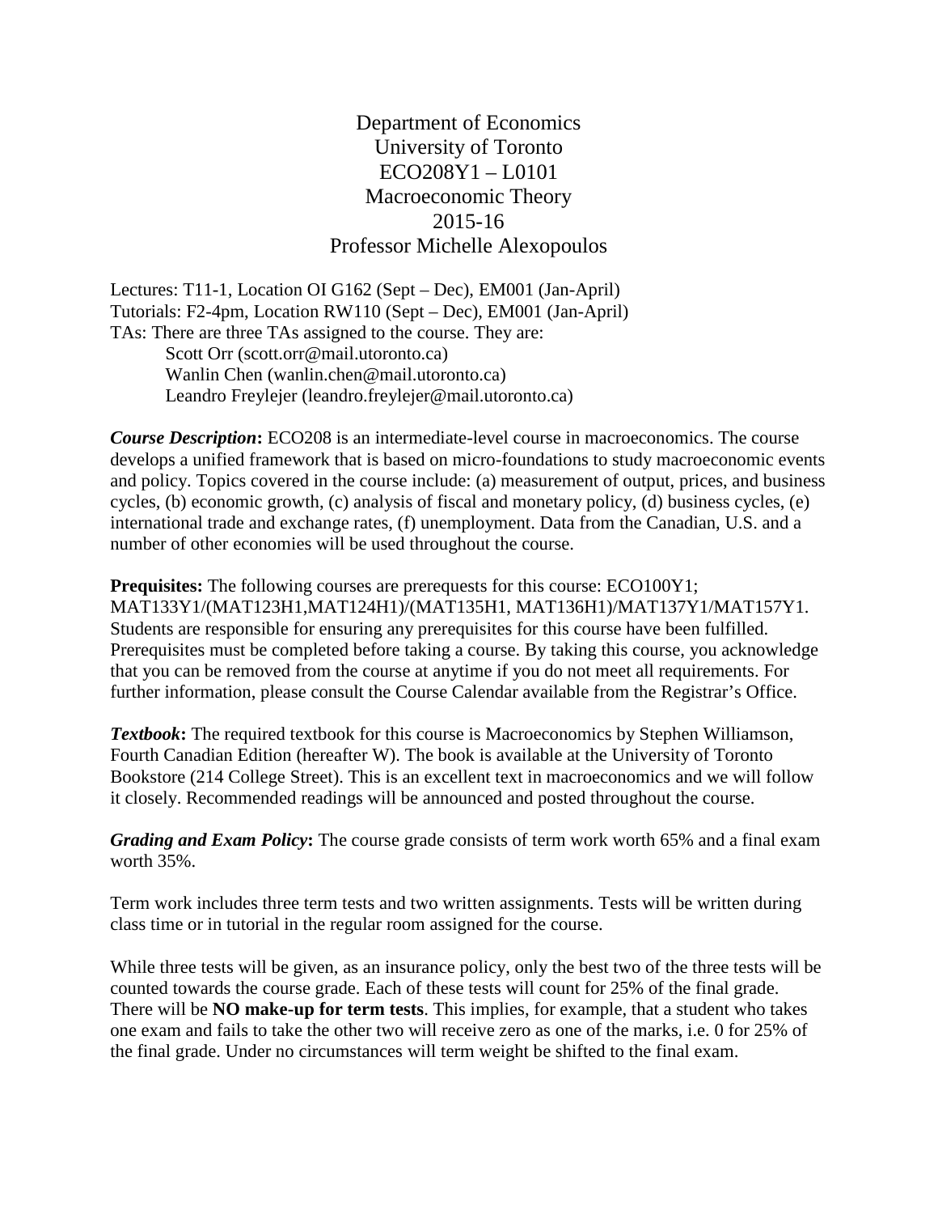# Department of Economics
# University of Toronto
# ECO208Y1 – L0101
# Macroeconomic Theory
# 2015-16
# Professor Michelle Alexopoulos

Lectures: T11-1, Location OI G162 (Sept – Dec), EM001 (Jan-April)
Tutorials: F2-4pm, Location RW110 (Sept – Dec), EM001 (Jan-April)
TAs: There are three TAs assigned to the course. They are:
  Scott Orr (scott.orr@mail.utoronto.ca)
  Wanlin Chen (wanlin.chen@mail.utoronto.ca)
  Leandro Freylejer (leandro.freylejer@mail.utoronto.ca)

***Course Description*:** ECO208 is an intermediate-level course in macroeconomics. The course develops a unified framework that is based on micro-foundations to study macroeconomic events and policy. Topics covered in the course include: (a) measurement of output, prices, and business cycles, (b) economic growth, (c) analysis of fiscal and monetary policy, (d) business cycles, (e) international trade and exchange rates, (f) unemployment. Data from the Canadian, U.S. and a number of other economies will be used throughout the course.

**Prequisites:** The following courses are prerequests for this course: ECO100Y1; MAT133Y1/(MAT123H1,MAT124H1)/(MAT135H1, MAT136H1)/MAT137Y1/MAT157Y1. Students are responsible for ensuring any prerequisites for this course have been fulfilled. Prerequisites must be completed before taking a course. By taking this course, you acknowledge that you can be removed from the course at anytime if you do not meet all requirements. For further information, please consult the Course Calendar available from the Registrar's Office.

***Textbook*:** The required textbook for this course is Macroeconomics by Stephen Williamson, Fourth Canadian Edition (hereafter W). The book is available at the University of Toronto Bookstore (214 College Street). This is an excellent text in macroeconomics and we will follow it closely. Recommended readings will be announced and posted throughout the course.

***Grading and Exam Policy*:** The course grade consists of term work worth 65% and a final exam worth 35%.

Term work includes three term tests and two written assignments. Tests will be written during class time or in tutorial in the regular room assigned for the course.

While three tests will be given, as an insurance policy, only the best two of the three tests will be counted towards the course grade. Each of these tests will count for 25% of the final grade. There will be **NO make-up for term tests**. This implies, for example, that a student who takes one exam and fails to take the other two will receive zero as one of the marks, i.e. 0 for 25% of the final grade. Under no circumstances will term weight be shifted to the final exam.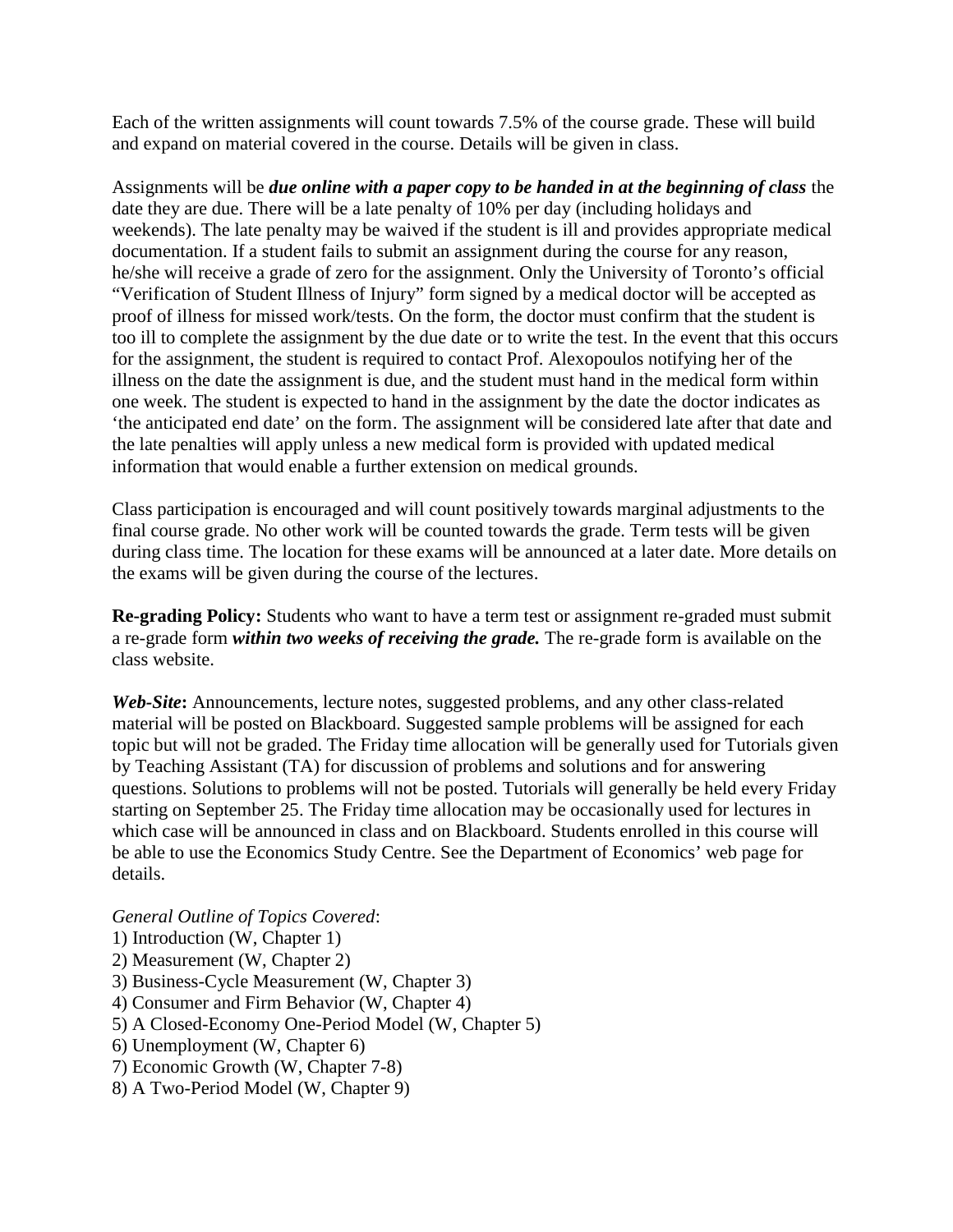Each of the written assignments will count towards 7.5% of the course grade. These will build and expand on material covered in the course. Details will be given in class.

Assignments will be ***due online with a paper copy to be handed in at the beginning of class*** the date they are due. There will be a late penalty of 10% per day (including holidays and weekends). The late penalty may be waived if the student is ill and provides appropriate medical documentation. If a student fails to submit an assignment during the course for any reason, he/she will receive a grade of zero for the assignment. Only the University of Toronto's official "Verification of Student Illness of Injury" form signed by a medical doctor will be accepted as proof of illness for missed work/tests. On the form, the doctor must confirm that the student is too ill to complete the assignment by the due date or to write the test. In the event that this occurs for the assignment, the student is required to contact Prof. Alexopoulos notifying her of the illness on the date the assignment is due, and the student must hand in the medical form within one week. The student is expected to hand in the assignment by the date the doctor indicates as 'the anticipated end date' on the form. The assignment will be considered late after that date and the late penalties will apply unless a new medical form is provided with updated medical information that would enable a further extension on medical grounds.

Class participation is encouraged and will count positively towards marginal adjustments to the final course grade. No other work will be counted towards the grade. Term tests will be given during class time. The location for these exams will be announced at a later date. More details on the exams will be given during the course of the lectures.

**Re-grading Policy:** Students who want to have a term test or assignment re-graded must submit a re-grade form ***within two weeks of receiving the grade.*** The re-grade form is available on the class website.

***Web-Site*:** Announcements, lecture notes, suggested problems, and any other class-related material will be posted on Blackboard. Suggested sample problems will be assigned for each topic but will not be graded. The Friday time allocation will be generally used for Tutorials given by Teaching Assistant (TA) for discussion of problems and solutions and for answering questions. Solutions to problems will not be posted. Tutorials will generally be held every Friday starting on September 25. The Friday time allocation may be occasionally used for lectures in which case will be announced in class and on Blackboard. Students enrolled in this course will be able to use the Economics Study Centre. See the Department of Economics' web page for details.

*General Outline of Topics Covered*:

1) Introduction (W, Chapter 1)
2) Measurement (W, Chapter 2)
3) Business-Cycle Measurement (W, Chapter 3)
4) Consumer and Firm Behavior (W, Chapter 4)
5) A Closed-Economy One-Period Model (W, Chapter 5)
6) Unemployment (W, Chapter 6)
7) Economic Growth (W, Chapter 7-8)
8) A Two-Period Model (W, Chapter 9)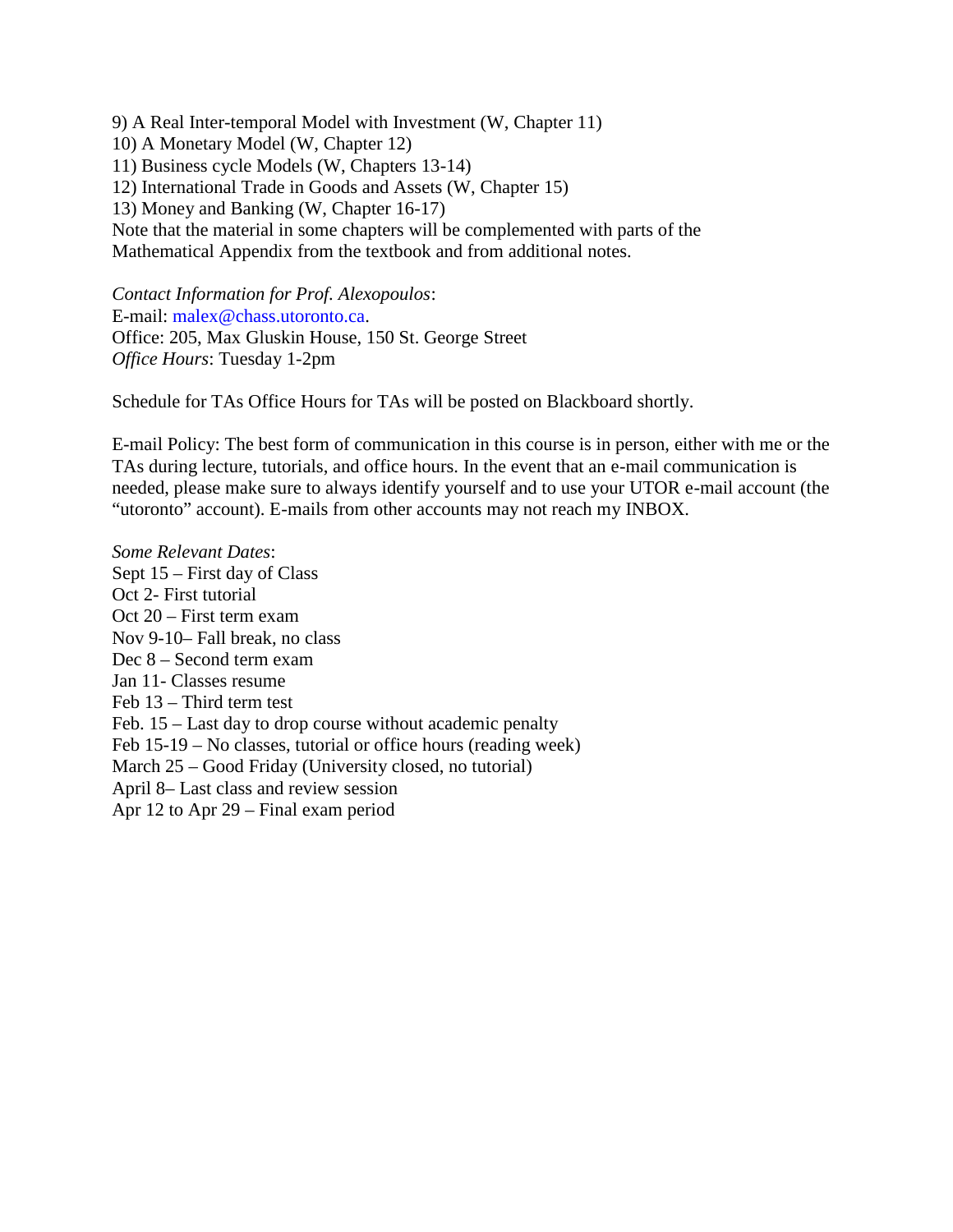9) A Real Inter-temporal Model with Investment (W, Chapter 11)
10) A Monetary Model (W, Chapter 12)
11) Business cycle Models (W, Chapters 13-14)
12) International Trade in Goods and Assets (W, Chapter 15)
13) Money and Banking (W, Chapter 16-17)
Note that the material in some chapters will be complemented with parts of the Mathematical Appendix from the textbook and from additional notes.

*Contact Information for Prof. Alexopoulos*:
E-mail: malex@chass.utoronto.ca.
Office: 205, Max Gluskin House, 150 St. George Street
*Office Hours*: Tuesday 1-2pm

Schedule for TAs Office Hours for TAs will be posted on Blackboard shortly.

E-mail Policy: The best form of communication in this course is in person, either with me or the TAs during lecture, tutorials, and office hours. In the event that an e-mail communication is needed, please make sure to always identify yourself and to use your UTOR e-mail account (the "utoronto" account). E-mails from other accounts may not reach my INBOX.

*Some Relevant Dates*:
Sept 15 – First day of Class
Oct 2- First tutorial
Oct 20 – First term exam
Nov 9-10– Fall break, no class
Dec 8 – Second term exam
Jan 11- Classes resume
Feb 13 – Third term test
Feb. 15 – Last day to drop course without academic penalty
Feb 15-19 – No classes, tutorial or office hours (reading week)
March 25 – Good Friday (University closed, no tutorial)
April 8– Last class and review session
Apr 12 to Apr 29 – Final exam period